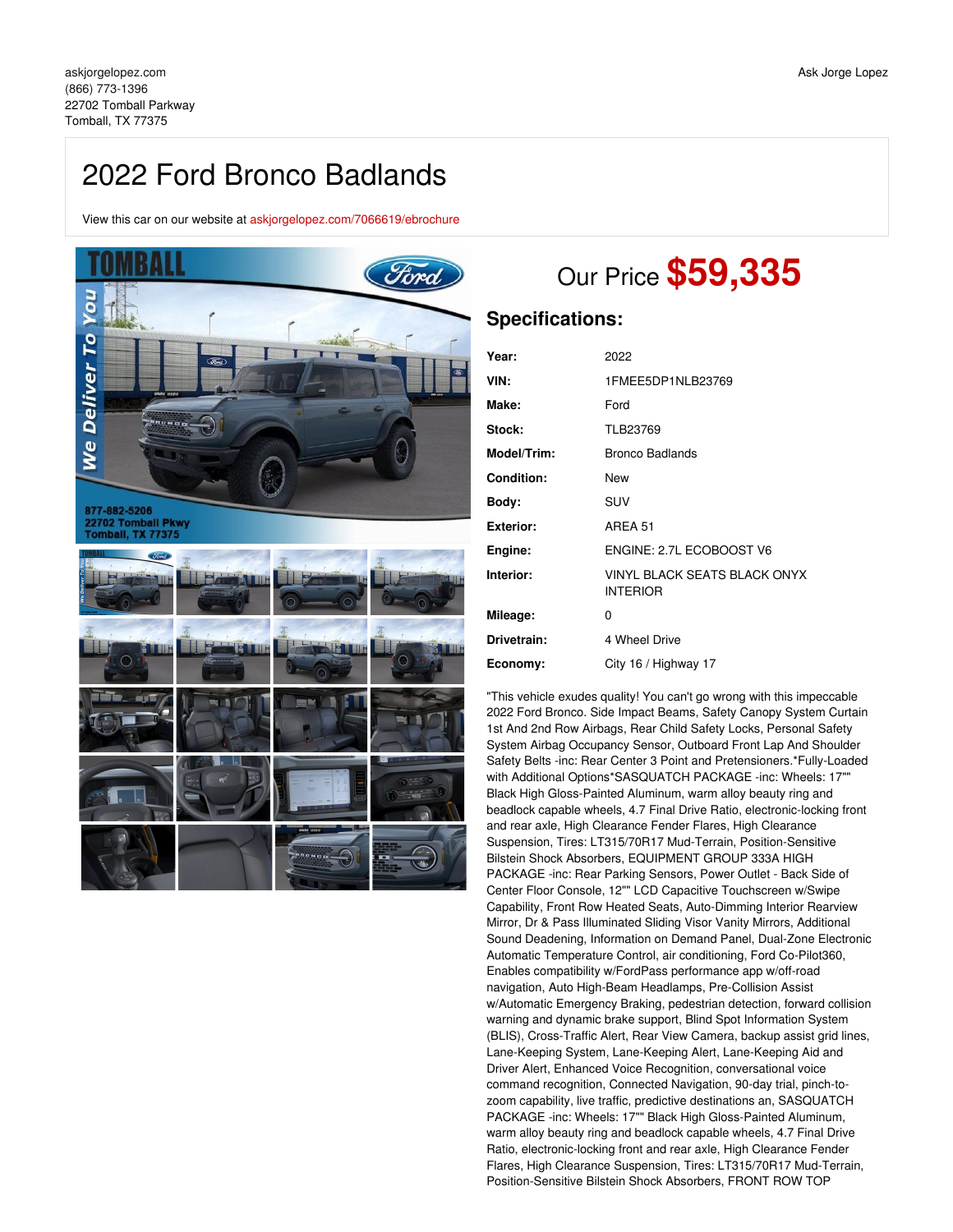askjorgelopez.com
(866) 773-1396
22702 Tomball Parkway
Tomball, TX 77375

Ask Jorge Lopez

# 2022 Ford Bronco Badlands

View this car on our website at askjorgelopez.com/7066619/ebrochure

## Our Price **$59,335**

### Specifications:

| | |
|---|---|
| **Year:** | 2022 |
| **VIN:** | 1FMEE5DP1NLB23769 |
| **Make:** | Ford |
| **Stock:** | TLB23769 |
| **Model/Trim:** | Bronco Badlands |
| **Condition:** | New |
| **Body:** | SUV |
| **Exterior:** | AREA 51 |
| **Engine:** | ENGINE: 2.7L ECOBOOST V6 |
| **Interior:** | VINYL BLACK SEATS BLACK ONYX INTERIOR |
| **Mileage:** | 0 |
| **Drivetrain:** | 4 Wheel Drive |
| **Economy:** | City 16 / Highway 17 |

"This vehicle exudes quality! You can't go wrong with this impeccable 2022 Ford Bronco. Side Impact Beams, Safety Canopy System Curtain 1st And 2nd Row Airbags, Rear Child Safety Locks, Personal Safety System Airbag Occupancy Sensor, Outboard Front Lap And Shoulder Safety Belts -inc: Rear Center 3 Point and Pretensioners.*Fully-Loaded with Additional Options*SASQUATCH PACKAGE -inc: Wheels: 17"" Black High Gloss-Painted Aluminum, warm alloy beauty ring and beadlock capable wheels, 4.7 Final Drive Ratio, electronic-locking front and rear axle, High Clearance Fender Flares, High Clearance Suspension, Tires: LT315/70R17 Mud-Terrain, Position-Sensitive Bilstein Shock Absorbers, EQUIPMENT GROUP 333A HIGH PACKAGE -inc: Rear Parking Sensors, Power Outlet - Back Side of Center Floor Console, 12"" LCD Capacitive Touchscreen w/Swipe Capability, Front Row Heated Seats, Auto-Dimming Interior Rearview Mirror, Dr & Pass Illuminated Sliding Visor Vanity Mirrors, Additional Sound Deadening, Information on Demand Panel, Dual-Zone Electronic Automatic Temperature Control, air conditioning, Ford Co-Pilot360, Enables compatibility w/FordPass performance app w/off-road navigation, Auto High-Beam Headlamps, Pre-Collision Assist w/Automatic Emergency Braking, pedestrian detection, forward collision warning and dynamic brake support, Blind Spot Information System (BLIS), Cross-Traffic Alert, Rear View Camera, backup assist grid lines, Lane-Keeping System, Lane-Keeping Alert, Lane-Keeping Aid and Driver Alert, Enhanced Voice Recognition, conversational voice command recognition, Connected Navigation, 90-day trial, pinch-to-zoom capability, live traffic, predictive destinations an, SASQUATCH PACKAGE -inc: Wheels: 17"" Black High Gloss-Painted Aluminum, warm alloy beauty ring and beadlock capable wheels, 4.7 Final Drive Ratio, electronic-locking front and rear axle, High Clearance Fender Flares, High Clearance Suspension, Tires: LT315/70R17 Mud-Terrain, Position-Sensitive Bilstein Shock Absorbers, FRONT ROW TOP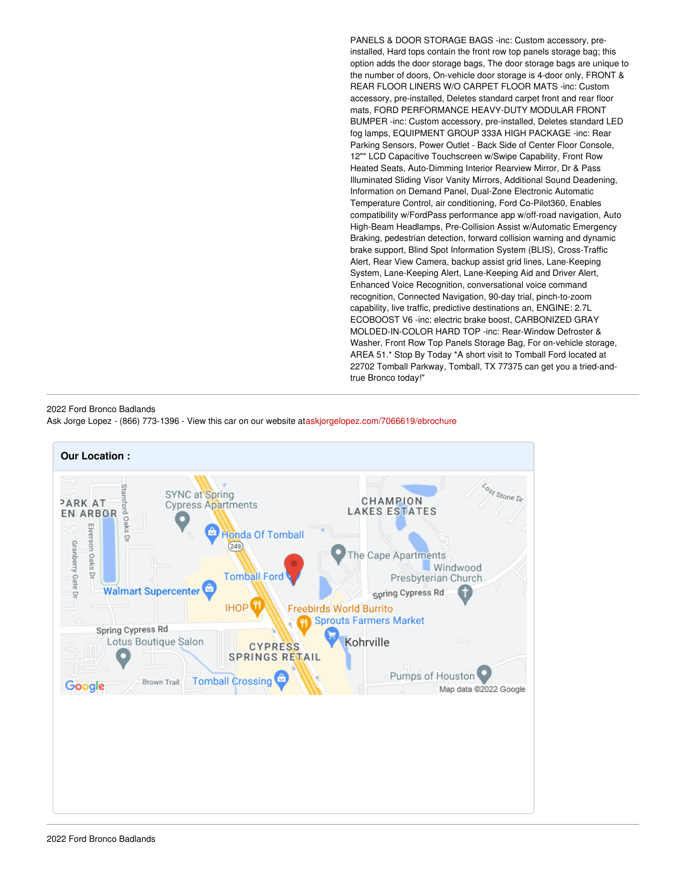PANELS & DOOR STORAGE BAGS -inc: Custom accessory, pre-installed, Hard tops contain the front row top panels storage bag; this option adds the door storage bags, The door storage bags are unique to the number of doors, On-vehicle door storage is 4-door only, FRONT & REAR FLOOR LINERS W/O CARPET FLOOR MATS -inc: Custom accessory, pre-installed, Deletes standard carpet front and rear floor mats, FORD PERFORMANCE HEAVY-DUTY MODULAR FRONT BUMPER -inc: Custom accessory, pre-installed, Deletes standard LED fog lamps, EQUIPMENT GROUP 333A HIGH PACKAGE -inc: Rear Parking Sensors, Power Outlet - Back Side of Center Floor Console, 12"" LCD Capacitive Touchscreen w/Swipe Capability, Front Row Heated Seats, Auto-Dimming Interior Rearview Mirror, Dr & Pass Illuminated Sliding Visor Vanity Mirrors, Additional Sound Deadening, Information on Demand Panel, Dual-Zone Electronic Automatic Temperature Control, air conditioning, Ford Co-Pilot360, Enables compatibility w/FordPass performance app w/off-road navigation, Auto High-Beam Headlamps, Pre-Collision Assist w/Automatic Emergency Braking, pedestrian detection, forward collision warning and dynamic brake support, Blind Spot Information System (BLIS), Cross-Traffic Alert, Rear View Camera, backup assist grid lines, Lane-Keeping System, Lane-Keeping Alert, Lane-Keeping Aid and Driver Alert, Enhanced Voice Recognition, conversational voice command recognition, Connected Navigation, 90-day trial, pinch-to-zoom capability, live traffic, predictive destinations an, ENGINE: 2.7L ECOBOOST V6 -inc: electric brake boost, CARBONIZED GRAY MOLDED-IN-COLOR HARD TOP -inc: Rear-Window Defroster & Washer, Front Row Top Panels Storage Bag, For on-vehicle storage, AREA 51.* Stop By Today *A short visit to Tomball Ford located at 22702 Tomball Parkway, Tomball, TX 77375 can get you a tried-and-true Bronco today!"

2022 Ford Bronco Badlands
Ask Jorge Lopez - (866) 773-1396 - View this car on our website at askjorgelopez.com/7066619/ebrochure

## Our Location :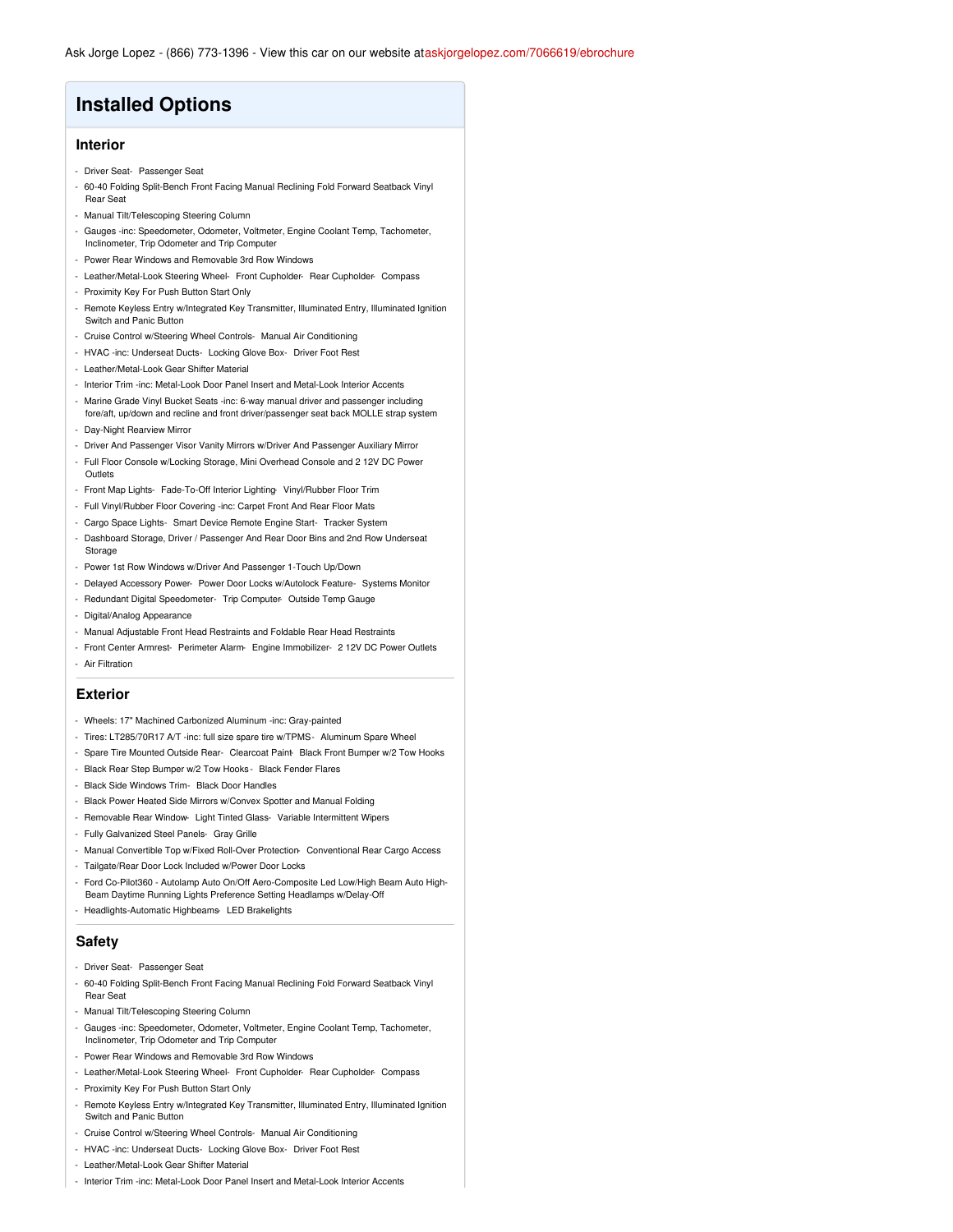Ask Jorge Lopez - (866) 773-1396 - View this car on our website at askjorgelopez.com/7066619/ebrochure

# Installed Options

## Interior

- Driver Seat- Passenger Seat
- 60-40 Folding Split-Bench Front Facing Manual Reclining Fold Forward Seatback Vinyl Rear Seat
- Manual Tilt/Telescoping Steering Column
- Gauges -inc: Speedometer, Odometer, Voltmeter, Engine Coolant Temp, Tachometer, Inclinometer, Trip Odometer and Trip Computer
- Power Rear Windows and Removable 3rd Row Windows
- Leather/Metal-Look Steering Wheel- Front Cupholder- Rear Cupholder- Compass
- Proximity Key For Push Button Start Only
- Remote Keyless Entry w/Integrated Key Transmitter, Illuminated Entry, Illuminated Ignition Switch and Panic Button
- Cruise Control w/Steering Wheel Controls- Manual Air Conditioning
- HVAC -inc: Underseat Ducts- Locking Glove Box- Driver Foot Rest
- Leather/Metal-Look Gear Shifter Material
- Interior Trim -inc: Metal-Look Door Panel Insert and Metal-Look Interior Accents
- Marine Grade Vinyl Bucket Seats -inc: 6-way manual driver and passenger including fore/aft, up/down and recline and front driver/passenger seat back MOLLE strap system
- Day-Night Rearview Mirror
- Driver And Passenger Visor Vanity Mirrors w/Driver And Passenger Auxiliary Mirror
- Full Floor Console w/Locking Storage, Mini Overhead Console and 2 12V DC Power Outlets
- Front Map Lights- Fade-To-Off Interior Lighting- Vinyl/Rubber Floor Trim
- Full Vinyl/Rubber Floor Covering -inc: Carpet Front And Rear Floor Mats
- Cargo Space Lights- Smart Device Remote Engine Start- Tracker System
- Dashboard Storage, Driver / Passenger And Rear Door Bins and 2nd Row Underseat Storage
- Power 1st Row Windows w/Driver And Passenger 1-Touch Up/Down
- Delayed Accessory Power- Power Door Locks w/Autolock Feature- Systems Monitor
- Redundant Digital Speedometer- Trip Computer- Outside Temp Gauge
- Digital/Analog Appearance
- Manual Adjustable Front Head Restraints and Foldable Rear Head Restraints
- Front Center Armrest- Perimeter Alarm- Engine Immobilizer- 2 12V DC Power Outlets
- Air Filtration

## Exterior

- Wheels: 17" Machined Carbonized Aluminum -inc: Gray-painted
- Tires: LT285/70R17 A/T -inc: full size spare tire w/TPMS- Aluminum Spare Wheel
- Spare Tire Mounted Outside Rear- Clearcoat Paint- Black Front Bumper w/2 Tow Hooks
- Black Rear Step Bumper w/2 Tow Hooks- Black Fender Flares
- Black Side Windows Trim- Black Door Handles
- Black Power Heated Side Mirrors w/Convex Spotter and Manual Folding
- Removable Rear Window- Light Tinted Glass- Variable Intermittent Wipers
- Fully Galvanized Steel Panels- Gray Grille
- Manual Convertible Top w/Fixed Roll-Over Protection- Conventional Rear Cargo Access
- Tailgate/Rear Door Lock Included w/Power Door Locks
- Ford Co-Pilot360 - Autolamp Auto On/Off Aero-Composite Led Low/High Beam Auto High-Beam Daytime Running Lights Preference Setting Headlamps w/Delay-Off
- Headlights-Automatic Highbeams- LED Brakelights

## Safety

- Driver Seat- Passenger Seat
- 60-40 Folding Split-Bench Front Facing Manual Reclining Fold Forward Seatback Vinyl Rear Seat
- Manual Tilt/Telescoping Steering Column
- Gauges -inc: Speedometer, Odometer, Voltmeter, Engine Coolant Temp, Tachometer, Inclinometer, Trip Odometer and Trip Computer
- Power Rear Windows and Removable 3rd Row Windows
- Leather/Metal-Look Steering Wheel- Front Cupholder- Rear Cupholder- Compass
- Proximity Key For Push Button Start Only
- Remote Keyless Entry w/Integrated Key Transmitter, Illuminated Entry, Illuminated Ignition Switch and Panic Button
- Cruise Control w/Steering Wheel Controls- Manual Air Conditioning
- HVAC -inc: Underseat Ducts- Locking Glove Box- Driver Foot Rest
- Leather/Metal-Look Gear Shifter Material
- Interior Trim -inc: Metal-Look Door Panel Insert and Metal-Look Interior Accents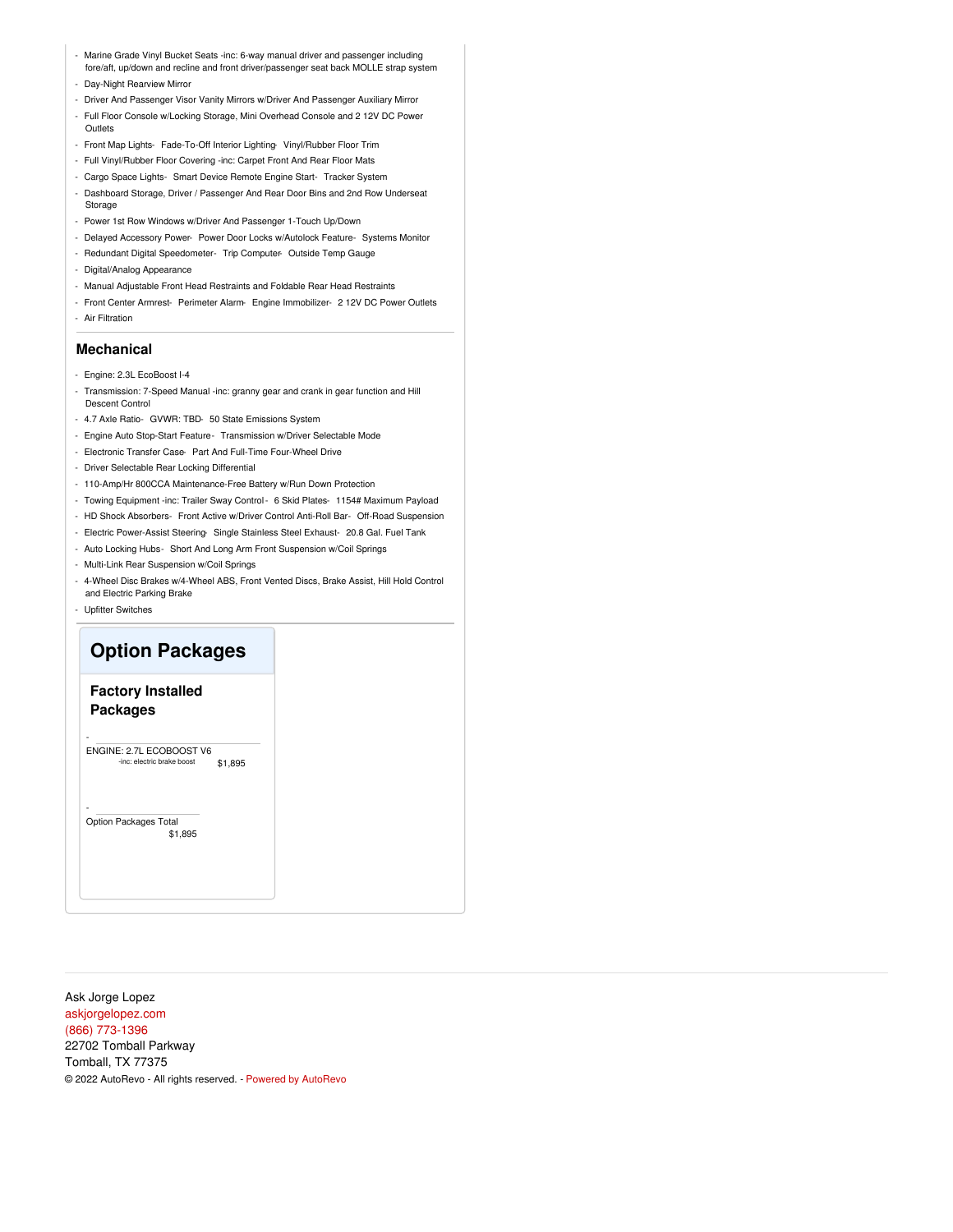- Marine Grade Vinyl Bucket Seats -inc: 6-way manual driver and passenger including fore/aft, up/down and recline and front driver/passenger seat back MOLLE strap system
- Day-Night Rearview Mirror
- Driver And Passenger Visor Vanity Mirrors w/Driver And Passenger Auxiliary Mirror
- Full Floor Console w/Locking Storage, Mini Overhead Console and 2 12V DC Power Outlets
- Front Map Lights- Fade-To-Off Interior Lighting- Vinyl/Rubber Floor Trim
- Full Vinyl/Rubber Floor Covering -inc: Carpet Front And Rear Floor Mats
- Cargo Space Lights- Smart Device Remote Engine Start- Tracker System
- Dashboard Storage, Driver / Passenger And Rear Door Bins and 2nd Row Underseat Storage
- Power 1st Row Windows w/Driver And Passenger 1-Touch Up/Down
- Delayed Accessory Power- Power Door Locks w/Autolock Feature- Systems Monitor
- Redundant Digital Speedometer- Trip Computer- Outside Temp Gauge
- Digital/Analog Appearance
- Manual Adjustable Front Head Restraints and Foldable Rear Head Restraints
- Front Center Armrest- Perimeter Alarm- Engine Immobilizer- 2 12V DC Power Outlets
- Air Filtration

## Mechanical

- Engine: 2.3L EcoBoost I-4
- Transmission: 7-Speed Manual -inc: granny gear and crank in gear function and Hill Descent Control
- 4.7 Axle Ratio- GVWR: TBD- 50 State Emissions System
- Engine Auto Stop-Start Feature- Transmission w/Driver Selectable Mode
- Electronic Transfer Case- Part And Full-Time Four-Wheel Drive
- Driver Selectable Rear Locking Differential
- 110-Amp/Hr 800CCA Maintenance-Free Battery w/Run Down Protection
- Towing Equipment -inc: Trailer Sway Control- 6 Skid Plates- 1154# Maximum Payload
- HD Shock Absorbers- Front Active w/Driver Control Anti-Roll Bar- Off-Road Suspension
- Electric Power-Assist Steering- Single Stainless Steel Exhaust- 20.8 Gal. Fuel Tank
- Auto Locking Hubs- Short And Long Arm Front Suspension w/Coil Springs
- Multi-Link Rear Suspension w/Coil Springs
- 4-Wheel Disc Brakes w/4-Wheel ABS, Front Vented Discs, Brake Assist, Hill Hold Control and Electric Parking Brake
- Upfitter Switches

## Option Packages

### Factory Installed Packages

-

ENGINE: 2.7L ECOBOOST V6 -inc: electric brake boost $1,895

-

Option Packages Total $1,895

Ask Jorge Lopez
askjorgelopez.com
(866) 773-1396
22702 Tomball Parkway
Tomball, TX 77375
© 2022 AutoRevo - All rights reserved. - Powered by AutoRevo